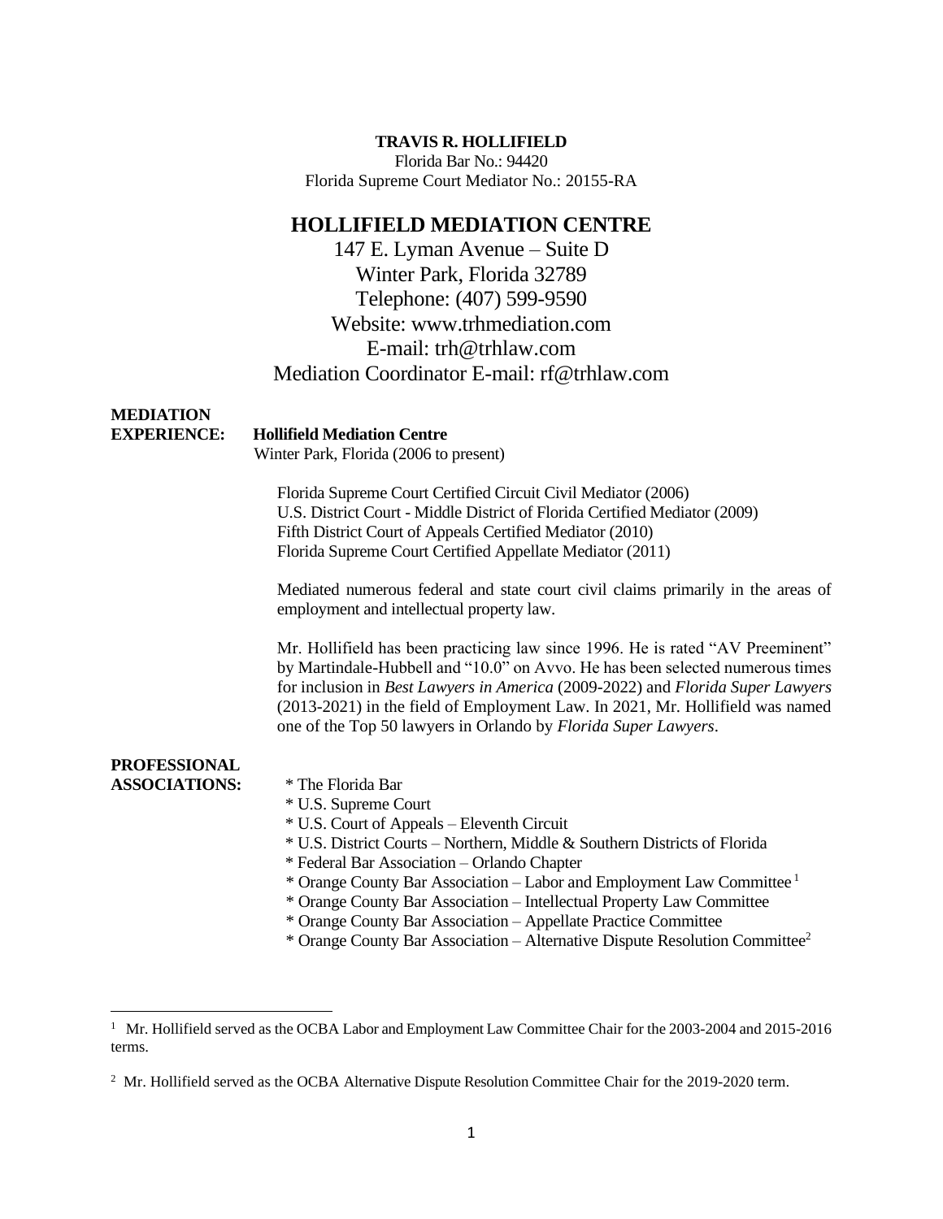**TRAVIS R. HOLLIFIELD**
Florida Bar No.: 94420
Florida Supreme Court Mediator No.: 20155-RA

# HOLLIFIELD MEDIATION CENTRE

147 E. Lyman Avenue – Suite D
Winter Park, Florida 32789
Telephone: (407) 599-9590
Website: www.trhmediation.com
E-mail: trh@trhlaw.com
Mediation Coordinator E-mail: rf@trhlaw.com

**MEDIATION EXPERIENCE:**

**Hollifield Mediation Centre**
Winter Park, Florida (2006 to present)

Florida Supreme Court Certified Circuit Civil Mediator (2006)
U.S. District Court - Middle District of Florida Certified Mediator (2009)
Fifth District Court of Appeals Certified Mediator (2010)
Florida Supreme Court Certified Appellate Mediator (2011)

Mediated numerous federal and state court civil claims primarily in the areas of employment and intellectual property law.

Mr. Hollifield has been practicing law since 1996. He is rated "AV Preeminent" by Martindale-Hubbell and "10.0" on Avvo. He has been selected numerous times for inclusion in *Best Lawyers in America* (2009-2022) and *Florida Super Lawyers* (2013-2021) in the field of Employment Law. In 2021, Mr. Hollifield was named one of the Top 50 lawyers in Orlando by *Florida Super Lawyers*.

**PROFESSIONAL ASSOCIATIONS:**

* The Florida Bar
* U.S. Supreme Court
* U.S. Court of Appeals – Eleventh Circuit
* U.S. District Courts – Northern, Middle & Southern Districts of Florida
* Federal Bar Association – Orlando Chapter
* Orange County Bar Association – Labor and Employment Law Committee [1]
* Orange County Bar Association – Intellectual Property Law Committee
* Orange County Bar Association – Appellate Practice Committee
* Orange County Bar Association – Alternative Dispute Resolution Committee [2]

---

[1] Mr. Hollifield served as the OCBA Labor and Employment Law Committee Chair for the 2003-2004 and 2015-2016 terms.

[2] Mr. Hollifield served as the OCBA Alternative Dispute Resolution Committee Chair for the 2019-2020 term.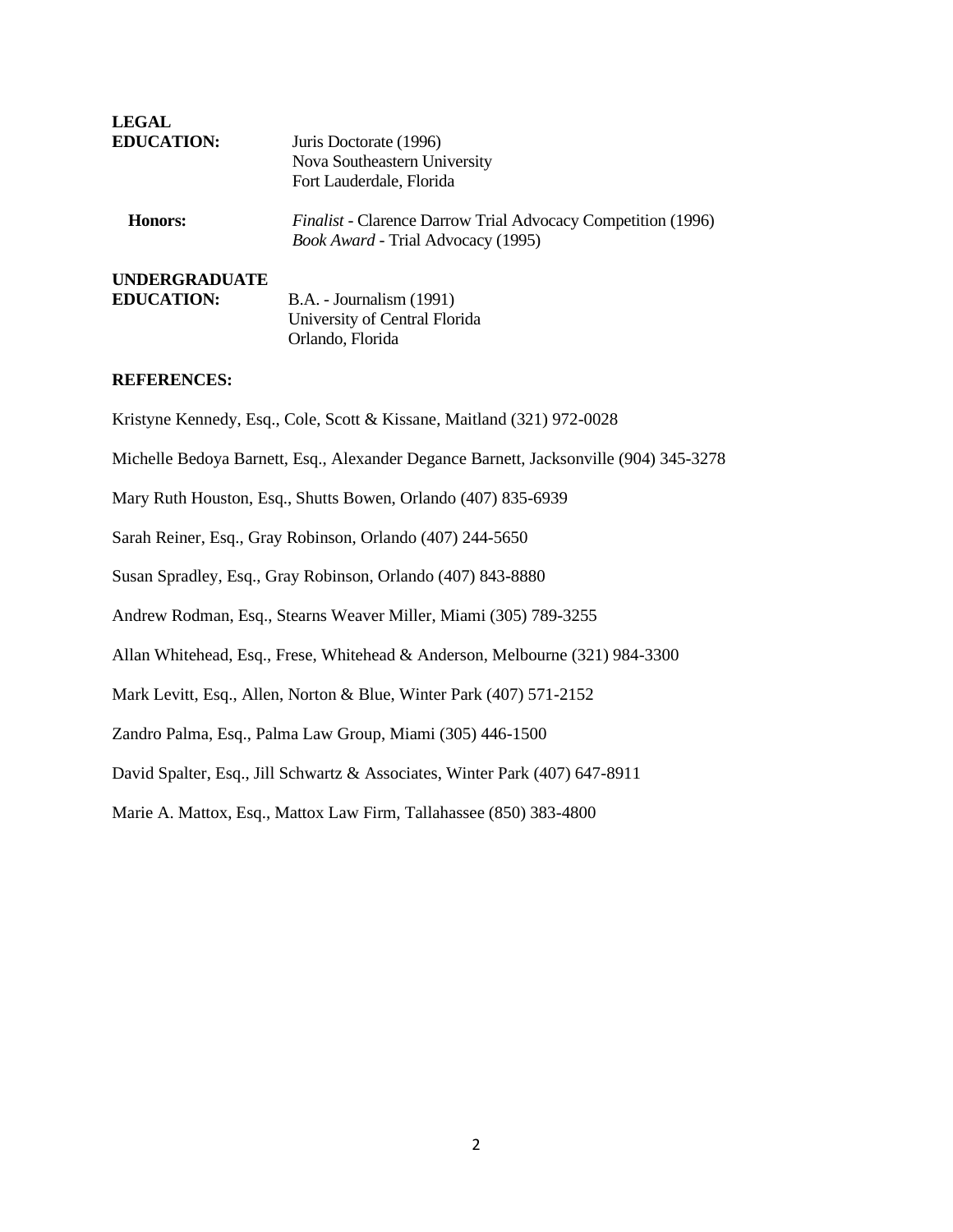**LEGAL EDUCATION:**

Juris Doctorate (1996)
Nova Southeastern University
Fort Lauderdale, Florida

**Honors:**

*Finalist* - Clarence Darrow Trial Advocacy Competition (1996)
*Book Award* - Trial Advocacy (1995)

**UNDERGRADUATE EDUCATION:**

B.A. - Journalism (1991)
University of Central Florida
Orlando, Florida

**REFERENCES:**

Kristyne Kennedy, Esq., Cole, Scott & Kissane, Maitland (321) 972-0028

Michelle Bedoya Barnett, Esq., Alexander Degance Barnett, Jacksonville (904) 345-3278

Mary Ruth Houston, Esq., Shutts Bowen, Orlando (407) 835-6939

Sarah Reiner, Esq., Gray Robinson, Orlando (407) 244-5650

Susan Spradley, Esq., Gray Robinson, Orlando (407) 843-8880

Andrew Rodman, Esq., Stearns Weaver Miller, Miami (305) 789-3255

Allan Whitehead, Esq., Frese, Whitehead & Anderson, Melbourne (321) 984-3300

Mark Levitt, Esq., Allen, Norton & Blue, Winter Park (407) 571-2152

Zandro Palma, Esq., Palma Law Group, Miami (305) 446-1500

David Spalter, Esq., Jill Schwartz & Associates, Winter Park (407) 647-8911

Marie A. Mattox, Esq., Mattox Law Firm, Tallahassee (850) 383-4800